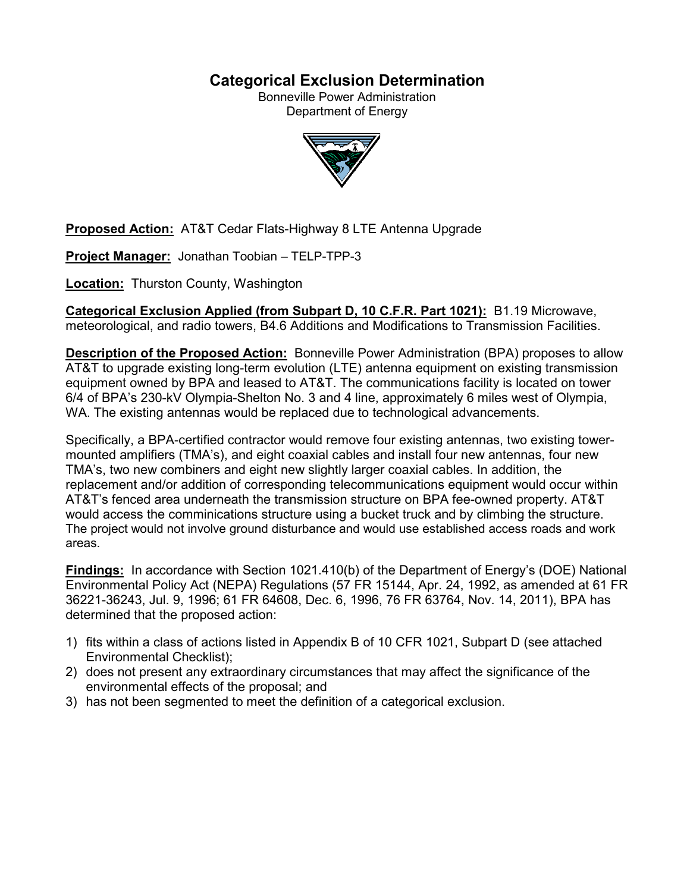# Categorical Exclusion Determination

Bonneville Power Administration
Department of Energy

**Proposed Action:** AT&T Cedar Flats-Highway 8 LTE Antenna Upgrade

**Project Manager:** Jonathan Toobian – TELP-TPP-3

**Location:** Thurston County, Washington

**Categorical Exclusion Applied (from Subpart D, 10 C.F.R. Part 1021):** B1.19 Microwave, meteorological, and radio towers, B4.6 Additions and Modifications to Transmission Facilities.

**Description of the Proposed Action:** Bonneville Power Administration (BPA) proposes to allow AT&T to upgrade existing long-term evolution (LTE) antenna equipment on existing transmission equipment owned by BPA and leased to AT&T. The communications facility is located on tower 6/4 of BPA's 230-kV Olympia-Shelton No. 3 and 4 line, approximately 6 miles west of Olympia, WA. The existing antennas would be replaced due to technological advancements.

Specifically, a BPA-certified contractor would remove four existing antennas, two existing tower-mounted amplifiers (TMA's), and eight coaxial cables and install four new antennas, four new TMA's, two new combiners and eight new slightly larger coaxial cables. In addition, the replacement and/or addition of corresponding telecommunications equipment would occur within AT&T's fenced area underneath the transmission structure on BPA fee-owned property. AT&T would access the comminications structure using a bucket truck and by climbing the structure. The project would not involve ground disturbance and would use established access roads and work areas.

**Findings:** In accordance with Section 1021.410(b) of the Department of Energy's (DOE) National Environmental Policy Act (NEPA) Regulations (57 FR 15144, Apr. 24, 1992, as amended at 61 FR 36221-36243, Jul. 9, 1996; 61 FR 64608, Dec. 6, 1996, 76 FR 63764, Nov. 14, 2011), BPA has determined that the proposed action:

1) fits within a class of actions listed in Appendix B of 10 CFR 1021, Subpart D (see attached Environmental Checklist);
2) does not present any extraordinary circumstances that may affect the significance of the environmental effects of the proposal; and
3) has not been segmented to meet the definition of a categorical exclusion.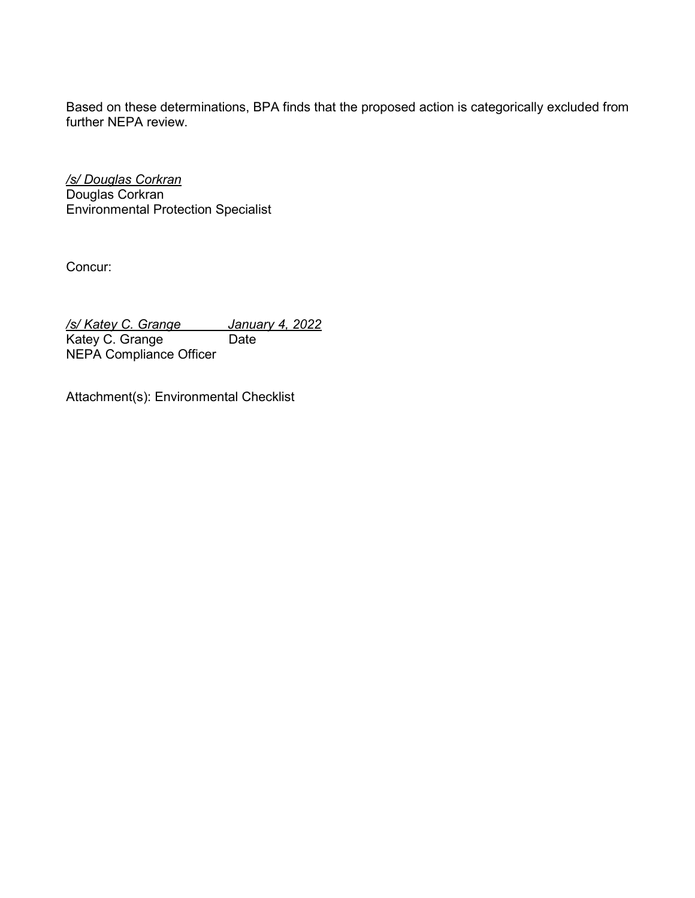Based on these determinations, BPA finds that the proposed action is categorically excluded from further NEPA review.

*/s/ Douglas Corkran*
Douglas Corkran
Environmental Protection Specialist

Concur:

*/s/ Katey C. Grange* *January 4, 2022*
Katey C. Grange Date
NEPA Compliance Officer

Attachment(s): Environmental Checklist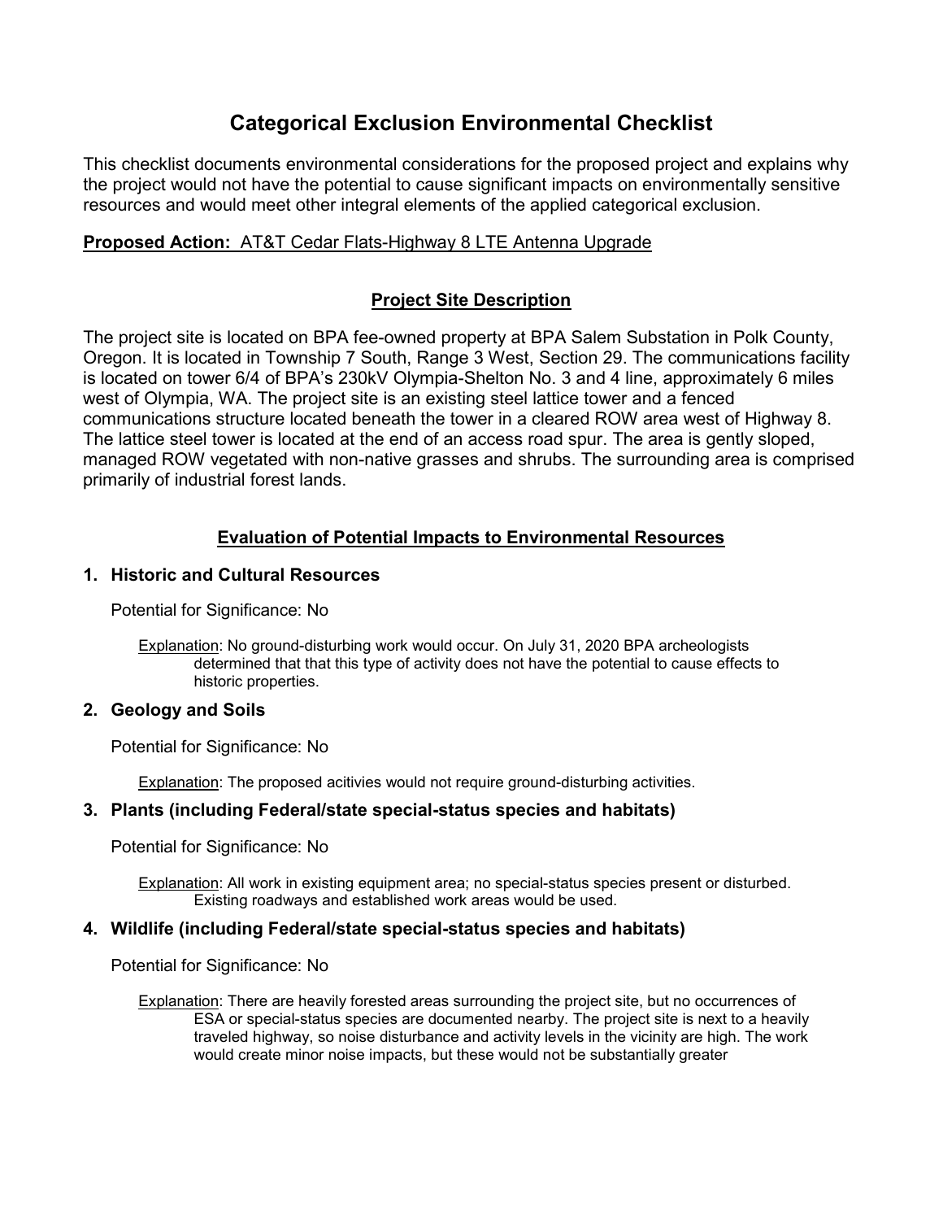# Categorical Exclusion Environmental Checklist

This checklist documents environmental considerations for the proposed project and explains why the project would not have the potential to cause significant impacts on environmentally sensitive resources and would meet other integral elements of the applied categorical exclusion.

**Proposed Action:** AT&T Cedar Flats-Highway 8 LTE Antenna Upgrade

## Project Site Description

The project site is located on BPA fee-owned property at BPA Salem Substation in Polk County, Oregon. It is located in Township 7 South, Range 3 West, Section 29. The communications facility is located on tower 6/4 of BPA's 230kV Olympia-Shelton No. 3 and 4 line, approximately 6 miles west of Olympia, WA. The project site is an existing steel lattice tower and a fenced communications structure located beneath the tower in a cleared ROW area west of Highway 8. The lattice steel tower is located at the end of an access road spur. The area is gently sloped, managed ROW vegetated with non-native grasses and shrubs. The surrounding area is comprised primarily of industrial forest lands.

## Evaluation of Potential Impacts to Environmental Resources

### 1. Historic and Cultural Resources

Potential for Significance: No

Explanation: No ground-disturbing work would occur. On July 31, 2020 BPA archeologists determined that that this type of activity does not have the potential to cause effects to historic properties.

### 2. Geology and Soils

Potential for Significance: No

Explanation: The proposed acitivies would not require ground-disturbing activities.

### 3. Plants (including Federal/state special-status species and habitats)

Potential for Significance: No

Explanation: All work in existing equipment area; no special-status species present or disturbed. Existing roadways and established work areas would be used.

### 4. Wildlife (including Federal/state special-status species and habitats)

Potential for Significance: No

Explanation: There are heavily forested areas surrounding the project site, but no occurrences of ESA or special-status species are documented nearby. The project site is next to a heavily traveled highway, so noise disturbance and activity levels in the vicinity are high. The work would create minor noise impacts, but these would not be substantially greater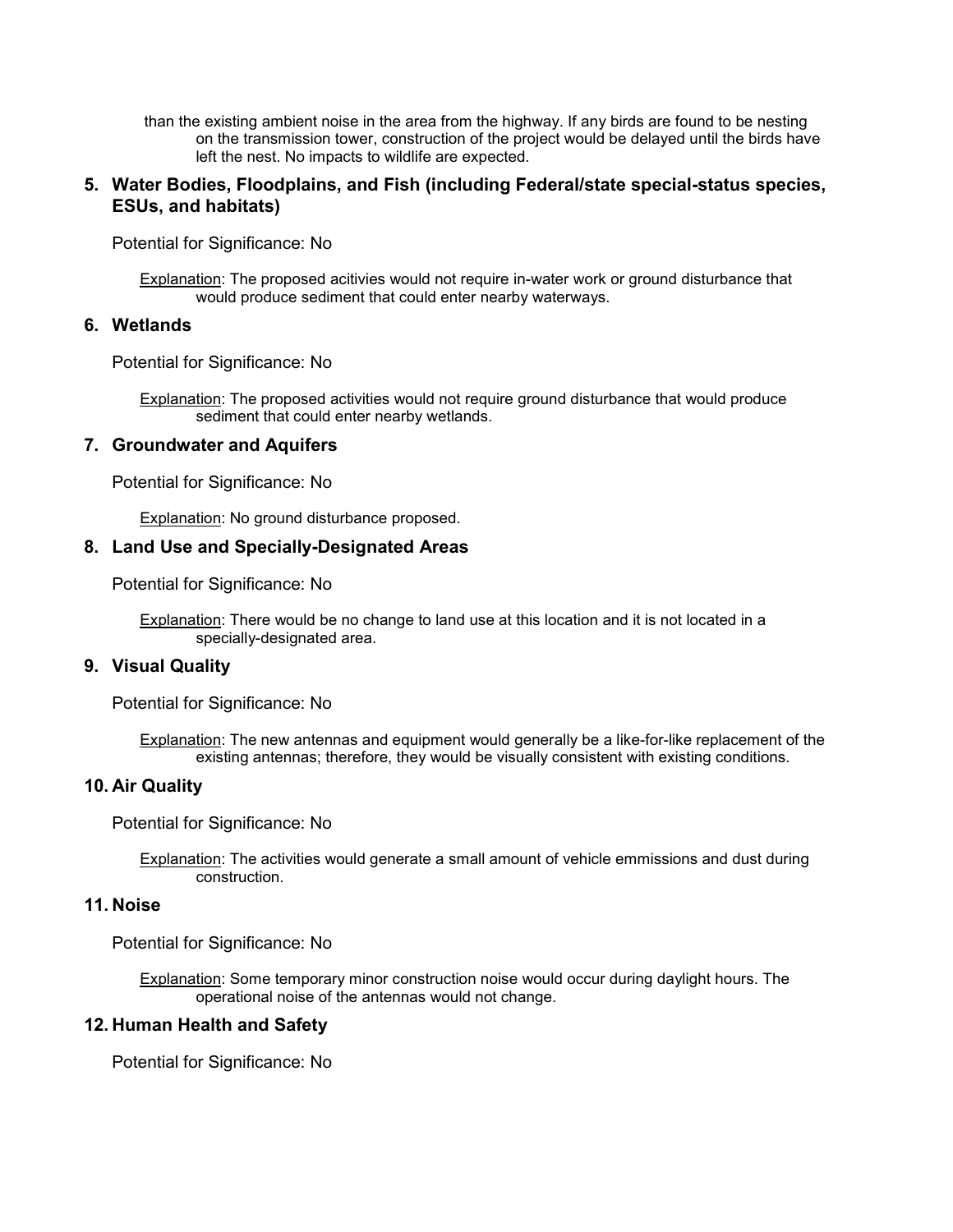than the existing ambient noise in the area from the highway. If any birds are found to be nesting on the transmission tower, construction of the project would be delayed until the birds have left the nest. No impacts to wildlife are expected.

### 5. Water Bodies, Floodplains, and Fish (including Federal/state special-status species, ESUs, and habitats)

Potential for Significance: No

Explanation: The proposed acitivies would not require in-water work or ground disturbance that would produce sediment that could enter nearby waterways.

### 6. Wetlands

Potential for Significance: No

Explanation: The proposed activities would not require ground disturbance that would produce sediment that could enter nearby wetlands.

### 7. Groundwater and Aquifers

Potential for Significance: No

Explanation: No ground disturbance proposed.

### 8. Land Use and Specially-Designated Areas

Potential for Significance: No

Explanation: There would be no change to land use at this location and it is not located in a specially-designated area.

### 9. Visual Quality

Potential for Significance: No

Explanation: The new antennas and equipment would generally be a like-for-like replacement of the existing antennas; therefore, they would be visually consistent with existing conditions.

### 10. Air Quality

Potential for Significance: No

Explanation: The activities would generate a small amount of vehicle emmissions and dust during construction.

### 11. Noise

Potential for Significance: No

Explanation: Some temporary minor construction noise would occur during daylight hours. The operational noise of the antennas would not change.

### 12. Human Health and Safety

Potential for Significance: No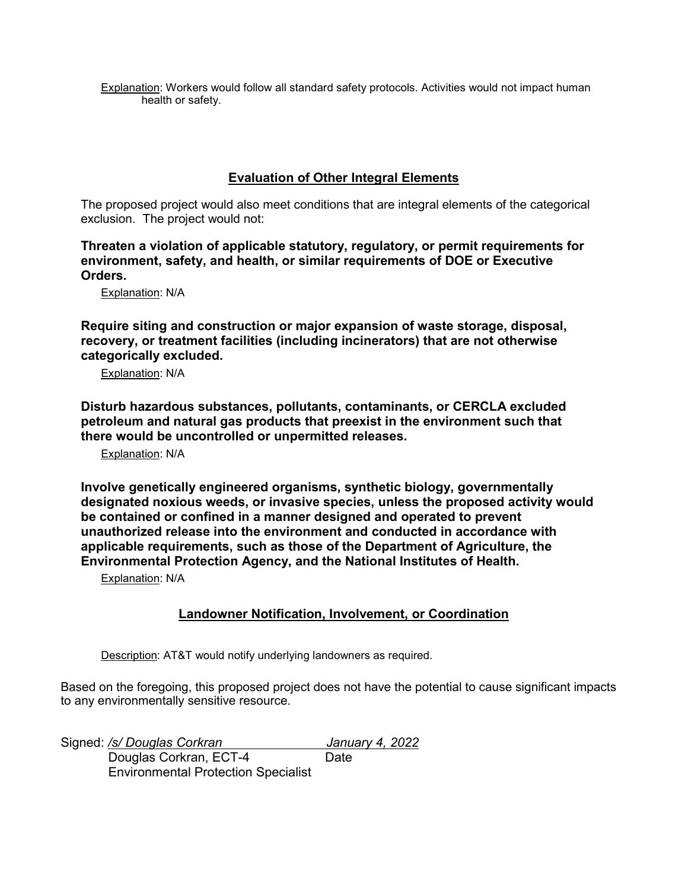Explanation: Workers would follow all standard safety protocols. Activities would not impact human health or safety.

## Evaluation of Other Integral Elements

The proposed project would also meet conditions that are integral elements of the categorical exclusion. The project would not:

**Threaten a violation of applicable statutory, regulatory, or permit requirements for environment, safety, and health, or similar requirements of DOE or Executive Orders.**

Explanation: N/A

**Require siting and construction or major expansion of waste storage, disposal, recovery, or treatment facilities (including incinerators) that are not otherwise categorically excluded.**

Explanation: N/A

**Disturb hazardous substances, pollutants, contaminants, or CERCLA excluded petroleum and natural gas products that preexist in the environment such that there would be uncontrolled or unpermitted releases.**

Explanation: N/A

**Involve genetically engineered organisms, synthetic biology, governmentally designated noxious weeds, or invasive species, unless the proposed activity would be contained or confined in a manner designed and operated to prevent unauthorized release into the environment and conducted in accordance with applicable requirements, such as those of the Department of Agriculture, the Environmental Protection Agency, and the National Institutes of Health.**

Explanation: N/A

## Landowner Notification, Involvement, or Coordination

Description: AT&T would notify underlying landowners as required.

Based on the foregoing, this proposed project does not have the potential to cause significant impacts to any environmentally sensitive resource.

Signed: */s/ Douglas Corkran* *January 4, 2022*

Douglas Corkran, ECT-4 Date

Environmental Protection Specialist